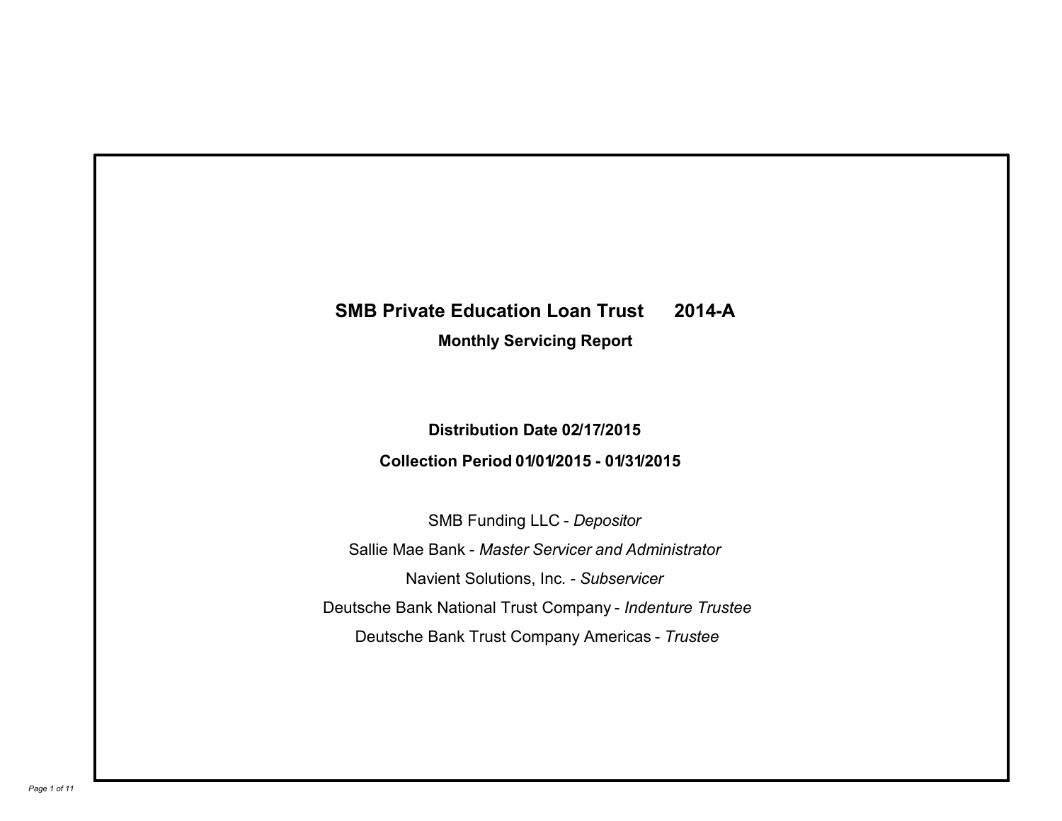# SMB Private Education Loan Trust 2014-A

## Monthly Servicing Report

**Distribution Date 02/17/2015**

**Collection Period 01/01/2015 - 01/31/2015**

SMB Funding LLC - *Depositor*

Sallie Mae Bank - *Master Servicer and Administrator*

Navient Solutions, Inc. - *Subservicer*

Deutsche Bank National Trust Company - *Indenture Trustee*

Deutsche Bank Trust Company Americas - *Trustee*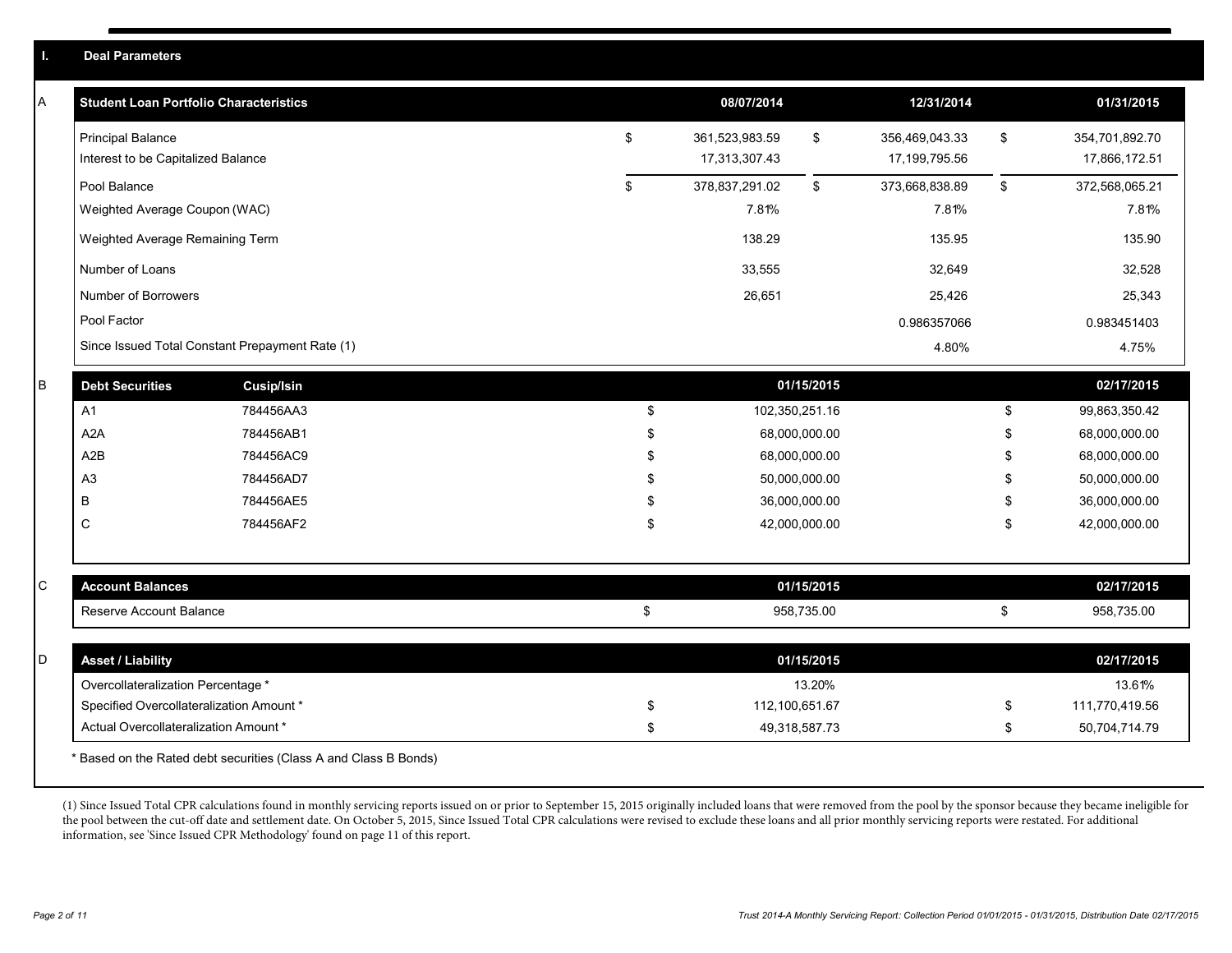## I. Deal Parameters

### A

| Student Loan Portfolio Characteristics | 08/07/2014 | 12/31/2014 | 01/31/2015 |
|---|---|---|---|
| Principal Balance | $ 361,523,983.59 | $ 356,469,043.33 | $ 354,701,892.70 |
| Interest to be Capitalized Balance | 17,313,307.43 | 17,199,795.56 | 17,866,172.51 |
| Pool Balance | $ 378,837,291.02 | $ 373,668,838.89 | $ 372,568,065.21 |
| Weighted Average Coupon (WAC) | 7.81% | 7.81% | 7.81% |
| Weighted Average Remaining Term | 138.29 | 135.95 | 135.90 |
| Number of Loans | 33,555 | 32,649 | 32,528 |
| Number of Borrowers | 26,651 | 25,426 | 25,343 |
| Pool Factor | | 0.986357066 | 0.983451403 |
| Since Issued Total Constant Prepayment Rate (1) | | 4.80% | 4.75% |

### B

| Debt Securities | Cusip/Isin | 01/15/2015 | 02/17/2015 |
|---|---|---|---|
| A1 | 784456AA3 | $ 102,350,251.16 | $ 99,863,350.42 |
| A2A | 784456AB1 | $ 68,000,000.00 | $ 68,000,000.00 |
| A2B | 784456AC9 | $ 68,000,000.00 | $ 68,000,000.00 |
| A3 | 784456AD7 | $ 50,000,000.00 | $ 50,000,000.00 |
| B | 784456AE5 | $ 36,000,000.00 | $ 36,000,000.00 |
| C | 784456AF2 | $ 42,000,000.00 | $ 42,000,000.00 |

### C

| Account Balances | 01/15/2015 | 02/17/2015 |
|---|---|---|
| Reserve Account Balance | $ 958,735.00 | $ 958,735.00 |

### D

| Asset / Liability | 01/15/2015 | 02/17/2015 |
|---|---|---|
| Overcollateralization Percentage * | 13.20% | 13.61% |
| Specified Overcollateralization Amount * | $ 112,100,651.67 | $ 111,770,419.56 |
| Actual Overcollateralization Amount * | $ 49,318,587.73 | $ 50,704,714.79 |

\* Based on the Rated debt securities (Class A and Class B Bonds)

(1) Since Issued Total CPR calculations found in monthly servicing reports issued on or prior to September 15, 2015 originally included loans that were removed from the pool by the sponsor because they became ineligible for the pool between the cut-off date and settlement date. On October 5, 2015, Since Issued Total CPR calculations were revised to exclude these loans and all prior monthly servicing reports were restated. For additional information, see 'Since Issued CPR Methodology' found on page 11 of this report.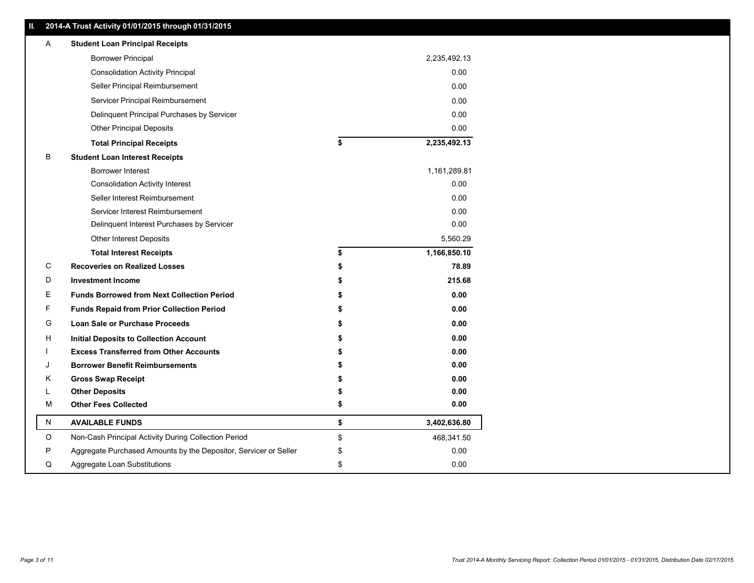## II. 2014-A Trust Activity 01/01/2015 through 01/31/2015

| | | | |
|---|---|---|---|
| A | **Student Loan Principal Receipts** | | |
| | Borrower Principal | | 2,235,492.13 |
| | Consolidation Activity Principal | | 0.00 |
| | Seller Principal Reimbursement | | 0.00 |
| | Servicer Principal Reimbursement | | 0.00 |
| | Delinquent Principal Purchases by Servicer | | 0.00 |
| | Other Principal Deposits | | 0.00 |
| | **Total Principal Receipts** | **$** | **2,235,492.13** |
| B | **Student Loan Interest Receipts** | | |
| | Borrower Interest | | 1,161,289.81 |
| | Consolidation Activity Interest | | 0.00 |
| | Seller Interest Reimbursement | | 0.00 |
| | Servicer Interest Reimbursement | | 0.00 |
| | Delinquent Interest Purchases by Servicer | | 0.00 |
| | Other Interest Deposits | | 5,560.29 |
| | **Total Interest Receipts** | **$** | **1,166,850.10** |
| C | **Recoveries on Realized Losses** | **$** | **78.89** |
| D | **Investment Income** | **$** | **215.68** |
| E | **Funds Borrowed from Next Collection Period** | **$** | **0.00** |
| F | **Funds Repaid from Prior Collection Period** | **$** | **0.00** |
| G | **Loan Sale or Purchase Proceeds** | **$** | **0.00** |
| H | **Initial Deposits to Collection Account** | **$** | **0.00** |
| I | **Excess Transferred from Other Accounts** | **$** | **0.00** |
| J | **Borrower Benefit Reimbursements** | **$** | **0.00** |
| K | **Gross Swap Receipt** | **$** | **0.00** |
| L | **Other Deposits** | **$** | **0.00** |
| M | **Other Fees Collected** | **$** | **0.00** |
| N | **AVAILABLE FUNDS** | **$** | **3,402,636.80** |
| O | Non-Cash Principal Activity During Collection Period | $ | 468,341.50 |
| P | Aggregate Purchased Amounts by the Depositor, Servicer or Seller | $ | 0.00 |
| Q | Aggregate Loan Substitutions | $ | 0.00 |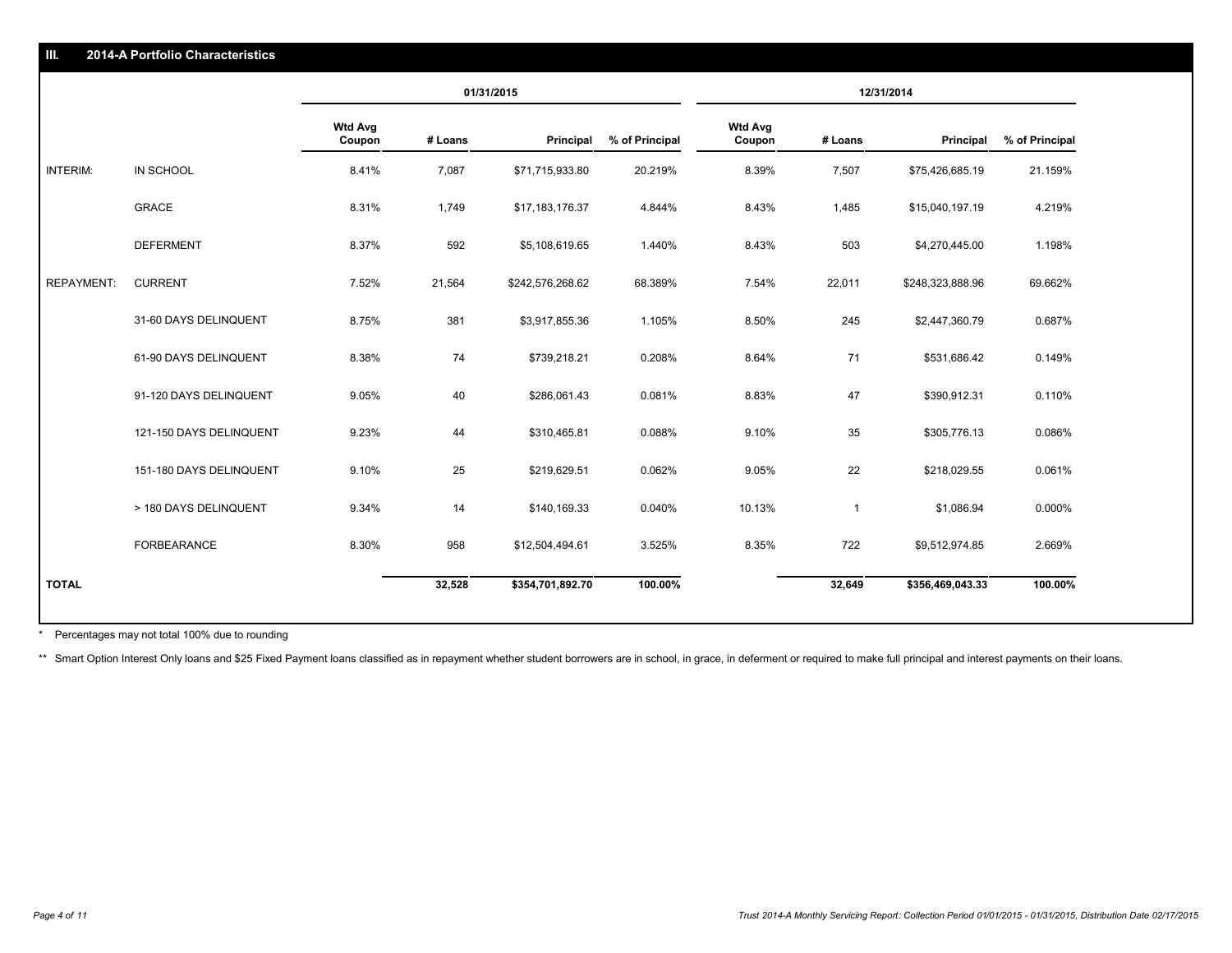## III. 2014-A Portfolio Characteristics

| | | 01/31/2015 | | | | 12/31/2014 | | | |
|---|---|---|---|---|---|---|---|---|---|
| | | Wtd Avg Coupon | # Loans | Principal | % of Principal | Wtd Avg Coupon | # Loans | Principal | % of Principal |
| INTERIM: | IN SCHOOL | 8.41% | 7,087 | $71,715,933.80 | 20.219% | 8.39% | 7,507 | $75,426,685.19 | 21.159% |
| | GRACE | 8.31% | 1,749 | $17,183,176.37 | 4.844% | 8.43% | 1,485 | $15,040,197.19 | 4.219% |
| | DEFERMENT | 8.37% | 592 | $5,108,619.65 | 1.440% | 8.43% | 503 | $4,270,445.00 | 1.198% |
| REPAYMENT: | CURRENT | 7.52% | 21,564 | $242,576,268.62 | 68.389% | 7.54% | 22,011 | $248,323,888.96 | 69.662% |
| | 31-60 DAYS DELINQUENT | 8.75% | 381 | $3,917,855.36 | 1.105% | 8.50% | 245 | $2,447,360.79 | 0.687% |
| | 61-90 DAYS DELINQUENT | 8.38% | 74 | $739,218.21 | 0.208% | 8.64% | 71 | $531,686.42 | 0.149% |
| | 91-120 DAYS DELINQUENT | 9.05% | 40 | $286,061.43 | 0.081% | 8.83% | 47 | $390,912.31 | 0.110% |
| | 121-150 DAYS DELINQUENT | 9.23% | 44 | $310,465.81 | 0.088% | 9.10% | 35 | $305,776.13 | 0.086% |
| | 151-180 DAYS DELINQUENT | 9.10% | 25 | $219,629.51 | 0.062% | 9.05% | 22 | $218,029.55 | 0.061% |
| | > 180 DAYS DELINQUENT | 9.34% | 14 | $140,169.33 | 0.040% | 10.13% | 1 | $1,086.94 | 0.000% |
| | FORBEARANCE | 8.30% | 958 | $12,504,494.61 | 3.525% | 8.35% | 722 | $9,512,974.85 | 2.669% |
| **TOTAL** | | | **32,528** | **$354,701,892.70** | **100.00%** | | **32,649** | **$356,469,043.33** | **100.00%** |

\* Percentages may not total 100% due to rounding

\*\* Smart Option Interest Only loans and $25 Fixed Payment loans classified as in repayment whether student borrowers are in school, in grace, in deferment or required to make full principal and interest payments on their loans.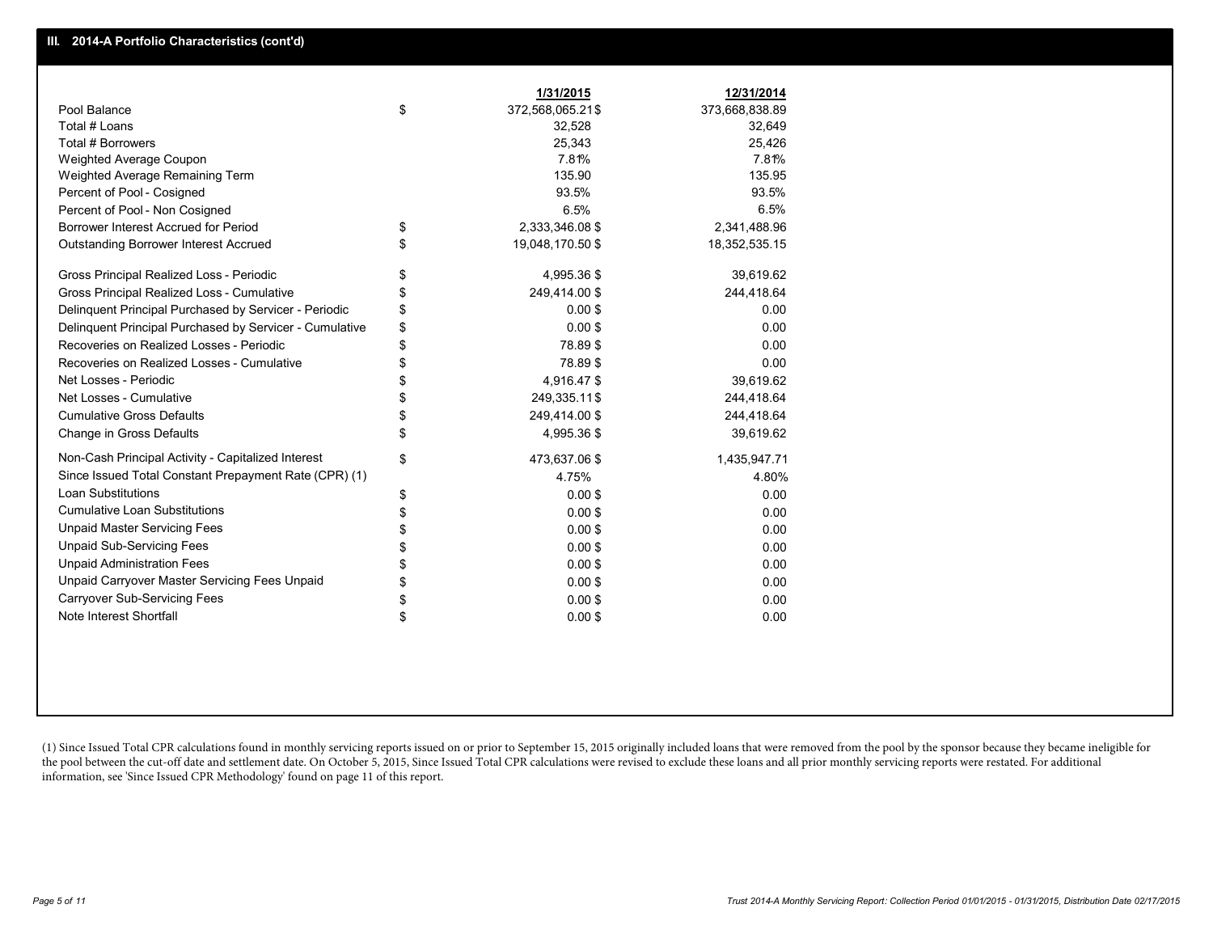## III. 2014-A Portfolio Characteristics (cont'd)

| | | 1/31/2015 | 12/31/2014 |
|---|---|---|---|
| Pool Balance | $ | 372,568,065.21 | $ 373,668,838.89 |
| Total # Loans | | 32,528 | 32,649 |
| Total # Borrowers | | 25,343 | 25,426 |
| Weighted Average Coupon | | 7.81% | 7.81% |
| Weighted Average Remaining Term | | 135.90 | 135.95 |
| Percent of Pool - Cosigned | | 93.5% | 93.5% |
| Percent of Pool - Non Cosigned | | 6.5% | 6.5% |
| Borrower Interest Accrued for Period | $ | 2,333,346.08 | $ 2,341,488.96 |
| Outstanding Borrower Interest Accrued | $ | 19,048,170.50 | $ 18,352,535.15 |
| Gross Principal Realized Loss - Periodic | $ | 4,995.36 | $ 39,619.62 |
| Gross Principal Realized Loss - Cumulative | $ | 249,414.00 | $ 244,418.64 |
| Delinquent Principal Purchased by Servicer - Periodic | $ | 0.00 | $ 0.00 |
| Delinquent Principal Purchased by Servicer - Cumulative | $ | 0.00 | $ 0.00 |
| Recoveries on Realized Losses - Periodic | $ | 78.89 | $ 0.00 |
| Recoveries on Realized Losses - Cumulative | $ | 78.89 | $ 0.00 |
| Net Losses - Periodic | $ | 4,916.47 | $ 39,619.62 |
| Net Losses - Cumulative | $ | 249,335.11 | $ 244,418.64 |
| Cumulative Gross Defaults | $ | 249,414.00 | $ 244,418.64 |
| Change in Gross Defaults | $ | 4,995.36 | $ 39,619.62 |
| Non-Cash Principal Activity - Capitalized Interest | $ | 473,637.06 | $ 1,435,947.71 |
| Since Issued Total Constant Prepayment Rate (CPR) (1) | | 4.75% | 4.80% |
| Loan Substitutions | $ | 0.00 | $ 0.00 |
| Cumulative Loan Substitutions | $ | 0.00 | $ 0.00 |
| Unpaid Master Servicing Fees | $ | 0.00 | $ 0.00 |
| Unpaid Sub-Servicing Fees | $ | 0.00 | $ 0.00 |
| Unpaid Administration Fees | $ | 0.00 | $ 0.00 |
| Unpaid Carryover Master Servicing Fees Unpaid | $ | 0.00 | $ 0.00 |
| Carryover Sub-Servicing Fees | $ | 0.00 | $ 0.00 |
| Note Interest Shortfall | $ | 0.00 | $ 0.00 |

(1) Since Issued Total CPR calculations found in monthly servicing reports issued on or prior to September 15, 2015 originally included loans that were removed from the pool by the sponsor because they became ineligible for the pool between the cut-off date and settlement date. On October 5, 2015, Since Issued Total CPR calculations were revised to exclude these loans and all prior monthly servicing reports were restated. For additional information, see 'Since Issued CPR Methodology' found on page 11 of this report.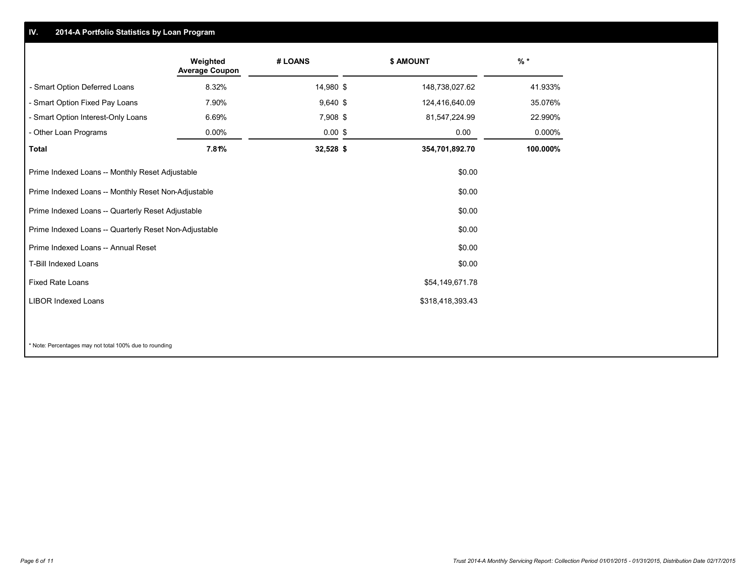## IV. 2014-A Portfolio Statistics by Loan Program

| | Weighted Average Coupon | # LOANS | $ AMOUNT | % * |
|---|---|---|---|---|
| - Smart Option Deferred Loans | 8.32% | 14,980 | $ 148,738,027.62 | 41.933% |
| - Smart Option Fixed Pay Loans | 7.90% | 9,640 | $ 124,416,640.09 | 35.076% |
| - Smart Option Interest-Only Loans | 6.69% | 7,908 | $ 81,547,224.99 | 22.990% |
| - Other Loan Programs | 0.00% | 0.00 | $ 0.00 | 0.000% |
| **Total** | **7.81%** | **32,528** | **$ 354,701,892.70** | **100.000%** |

| | |
|---|---|
| Prime Indexed Loans -- Monthly Reset Adjustable | $0.00 |
| Prime Indexed Loans -- Monthly Reset Non-Adjustable | $0.00 |
| Prime Indexed Loans -- Quarterly Reset Adjustable | $0.00 |
| Prime Indexed Loans -- Quarterly Reset Non-Adjustable | $0.00 |
| Prime Indexed Loans -- Annual Reset | $0.00 |
| T-Bill Indexed Loans | $0.00 |
| Fixed Rate Loans | $54,149,671.78 |
| LIBOR Indexed Loans | $318,418,393.43 |

* Note: Percentages may not total 100% due to rounding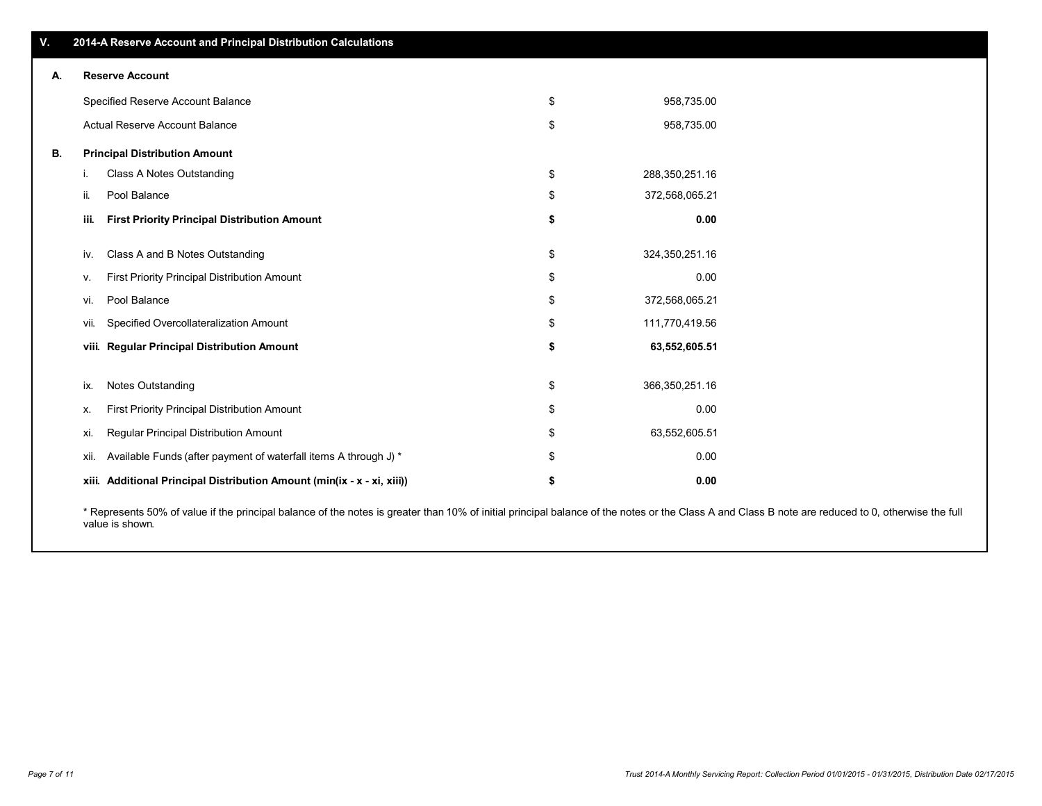## V. 2014-A Reserve Account and Principal Distribution Calculations

### A. Reserve Account

| | | | |
|---|---|---|---|
| | Specified Reserve Account Balance | $ | 958,735.00 |
| | Actual Reserve Account Balance | $ | 958,735.00 |

### B. Principal Distribution Amount

| | | | |
|---|---|---|---|
| i. | Class A Notes Outstanding | $ | 288,350,251.16 |
| ii. | Pool Balance | $ | 372,568,065.21 |
| **iii.** | **First Priority Principal Distribution Amount** | **$** | **0.00** |
| iv. | Class A and B Notes Outstanding | $ | 324,350,251.16 |
| v. | First Priority Principal Distribution Amount | $ | 0.00 |
| vi. | Pool Balance | $ | 372,568,065.21 |
| vii. | Specified Overcollateralization Amount | $ | 111,770,419.56 |
| **viii.** | **Regular Principal Distribution Amount** | **$** | **63,552,605.51** |
| ix. | Notes Outstanding | $ | 366,350,251.16 |
| x. | First Priority Principal Distribution Amount | $ | 0.00 |
| xi. | Regular Principal Distribution Amount | $ | 63,552,605.51 |
| xii. | Available Funds (after payment of waterfall items A through J) * | $ | 0.00 |
| **xiii.** | **Additional Principal Distribution Amount (min(ix - x - xi, xiii))** | **$** | **0.00** |

* Represents 50% of value if the principal balance of the notes is greater than 10% of initial principal balance of the notes or the Class A and Class B note are reduced to 0, otherwise the full value is shown.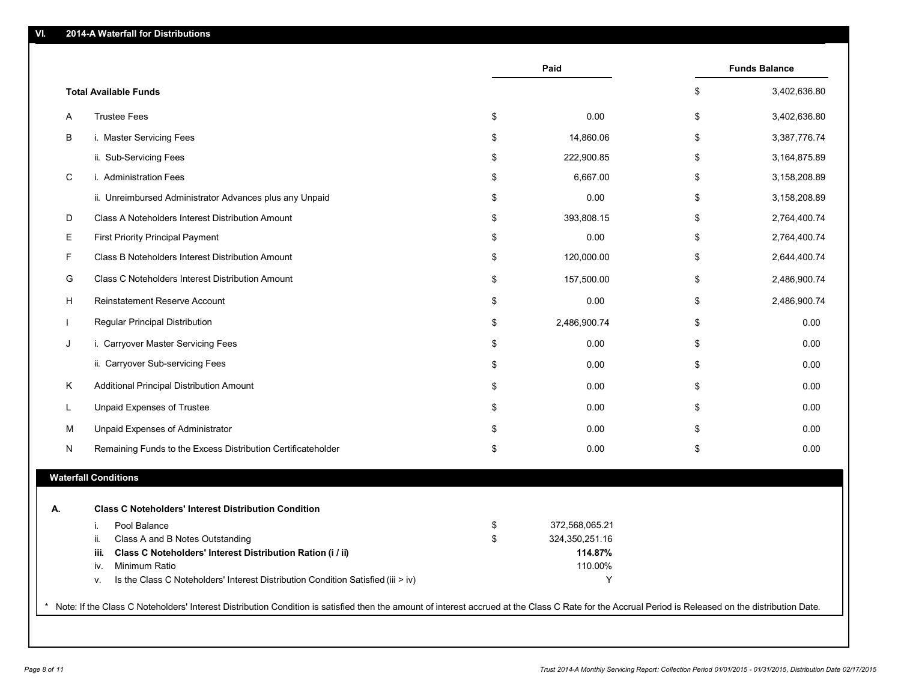## VI. 2014-A Waterfall for Distributions

| | | Paid | Funds Balance |
|---|---|---|---|
| **Total Available Funds** | | | $ 3,402,636.80 |
| A | Trustee Fees | $ 0.00 | $ 3,402,636.80 |
| B | i. Master Servicing Fees | $ 14,860.06 | $ 3,387,776.74 |
| | ii. Sub-Servicing Fees | $ 222,900.85 | $ 3,164,875.89 |
| C | i. Administration Fees | $ 6,667.00 | $ 3,158,208.89 |
| | ii. Unreimbursed Administrator Advances plus any Unpaid | $ 0.00 | $ 3,158,208.89 |
| D | Class A Noteholders Interest Distribution Amount | $ 393,808.15 | $ 2,764,400.74 |
| E | First Priority Principal Payment | $ 0.00 | $ 2,764,400.74 |
| F | Class B Noteholders Interest Distribution Amount | $ 120,000.00 | $ 2,644,400.74 |
| G | Class C Noteholders Interest Distribution Amount | $ 157,500.00 | $ 2,486,900.74 |
| H | Reinstatement Reserve Account | $ 0.00 | $ 2,486,900.74 |
| I | Regular Principal Distribution | $ 2,486,900.74 | $ 0.00 |
| J | i. Carryover Master Servicing Fees | $ 0.00 | $ 0.00 |
| | ii. Carryover Sub-servicing Fees | $ 0.00 | $ 0.00 |
| K | Additional Principal Distribution Amount | $ 0.00 | $ 0.00 |
| L | Unpaid Expenses of Trustee | $ 0.00 | $ 0.00 |
| M | Unpaid Expenses of Administrator | $ 0.00 | $ 0.00 |
| N | Remaining Funds to the Excess Distribution Certificateholder | $ 0.00 | $ 0.00 |

### Waterfall Conditions

**A. Class C Noteholders' Interest Distribution Condition**

| | | |
|---|---|---|
| i. | Pool Balance | $ 372,568,065.21 |
| ii. | Class A and B Notes Outstanding | $ 324,350,251.16 |
| **iii.** | **Class C Noteholders' Interest Distribution Ration (i / ii)** | **114.87%** |
| iv. | Minimum Ratio | 110.00% |
| v. | Is the Class C Noteholders' Interest Distribution Condition Satisfied (iii > iv) | Y |

* Note: If the Class C Noteholders' Interest Distribution Condition is satisfied then the amount of interest accrued at the Class C Rate for the Accrual Period is Released on the distribution Date.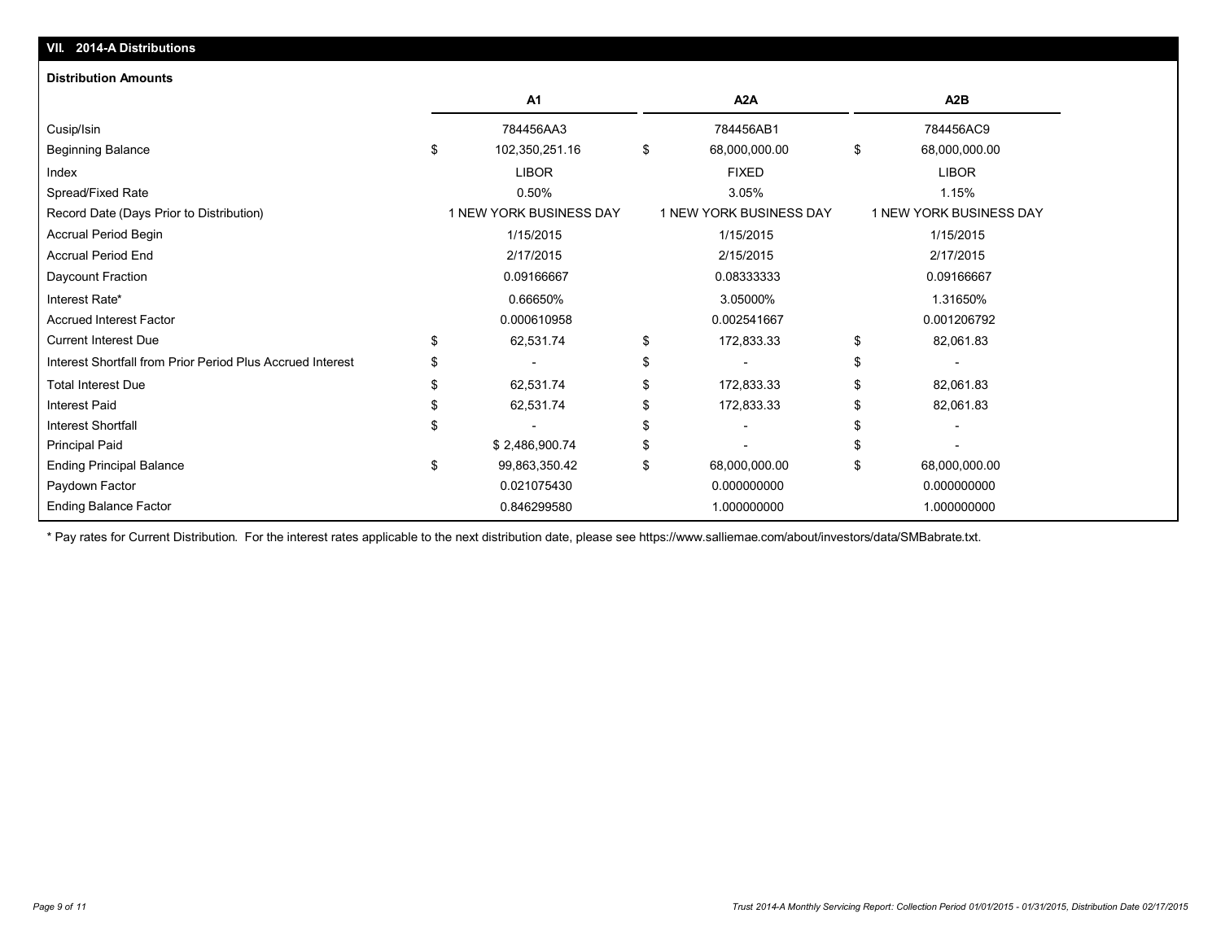## VII. 2014-A Distributions

### Distribution Amounts

| | A1 | A2A | A2B |
|---|---|---|---|
| Cusip/Isin | 784456AA3 | 784456AB1 | 784456AC9 |
| Beginning Balance | $ 102,350,251.16 | $ 68,000,000.00 | $ 68,000,000.00 |
| Index | LIBOR | FIXED | LIBOR |
| Spread/Fixed Rate | 0.50% | 3.05% | 1.15% |
| Record Date (Days Prior to Distribution) | 1 NEW YORK BUSINESS DAY | 1 NEW YORK BUSINESS DAY | 1 NEW YORK BUSINESS DAY |
| Accrual Period Begin | 1/15/2015 | 1/15/2015 | 1/15/2015 |
| Accrual Period End | 2/17/2015 | 2/15/2015 | 2/17/2015 |
| Daycount Fraction | 0.09166667 | 0.08333333 | 0.09166667 |
| Interest Rate* | 0.66650% | 3.05000% | 1.31650% |
| Accrued Interest Factor | 0.000610958 | 0.002541667 | 0.001206792 |
| Current Interest Due | $ 62,531.74 | $ 172,833.33 | $ 82,061.83 |
| Interest Shortfall from Prior Period Plus Accrued Interest | $ - | $ - | $ - |
| Total Interest Due | $ 62,531.74 | $ 172,833.33 | $ 82,061.83 |
| Interest Paid | $ 62,531.74 | $ 172,833.33 | $ 82,061.83 |
| Interest Shortfall | $ - | $ - | $ - |
| Principal Paid | $ 2,486,900.74 | $ - | $ - |
| Ending Principal Balance | $ 99,863,350.42 | $ 68,000,000.00 | $ 68,000,000.00 |
| Paydown Factor | 0.021075430 | 0.000000000 | 0.000000000 |
| Ending Balance Factor | 0.846299580 | 1.000000000 | 1.000000000 |

* Pay rates for Current Distribution. For the interest rates applicable to the next distribution date, please see https://www.salliemae.com/about/investors/data/SMBabrate.txt.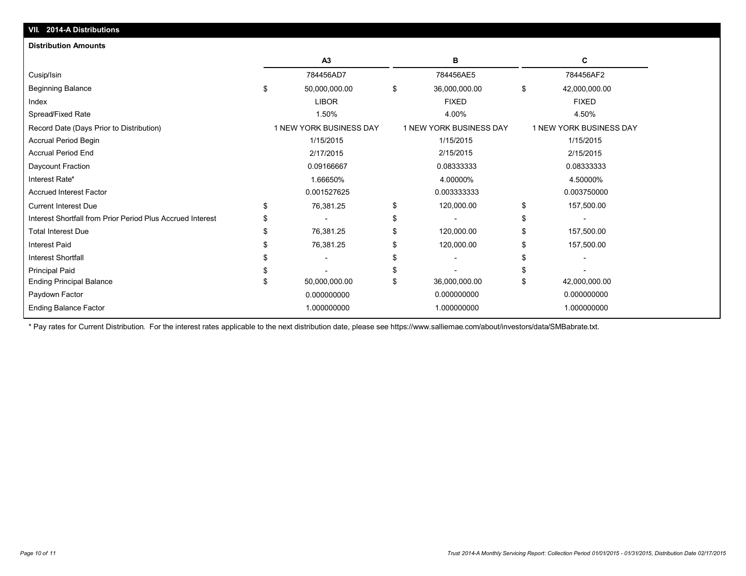## VII. 2014-A Distributions

**Distribution Amounts**

| | A3 | B | C |
|---|---|---|---|
| Cusip/Isin | 784456AD7 | 784456AE5 | 784456AF2 |
| Beginning Balance | $ 50,000,000.00 | $ 36,000,000.00 | $ 42,000,000.00 |
| Index | LIBOR | FIXED | FIXED |
| Spread/Fixed Rate | 1.50% | 4.00% | 4.50% |
| Record Date (Days Prior to Distribution) | 1 NEW YORK BUSINESS DAY | 1 NEW YORK BUSINESS DAY | 1 NEW YORK BUSINESS DAY |
| Accrual Period Begin | 1/15/2015 | 1/15/2015 | 1/15/2015 |
| Accrual Period End | 2/17/2015 | 2/15/2015 | 2/15/2015 |
| Daycount Fraction | 0.09166667 | 0.08333333 | 0.08333333 |
| Interest Rate* | 1.66650% | 4.00000% | 4.50000% |
| Accrued Interest Factor | 0.001527625 | 0.003333333 | 0.003750000 |
| Current Interest Due | $ 76,381.25 | $ 120,000.00 | $ 157,500.00 |
| Interest Shortfall from Prior Period Plus Accrued Interest | $ - | $ - | $ - |
| Total Interest Due | $ 76,381.25 | $ 120,000.00 | $ 157,500.00 |
| Interest Paid | $ 76,381.25 | $ 120,000.00 | $ 157,500.00 |
| Interest Shortfall | $ - | $ - | $ - |
| Principal Paid | $ - | $ - | $ - |
| Ending Principal Balance | $ 50,000,000.00 | $ 36,000,000.00 | $ 42,000,000.00 |
| Paydown Factor | 0.000000000 | 0.000000000 | 0.000000000 |
| Ending Balance Factor | 1.000000000 | 1.000000000 | 1.000000000 |

\* Pay rates for Current Distribution. For the interest rates applicable to the next distribution date, please see https://www.salliemae.com/about/investors/data/SMBabrate.txt.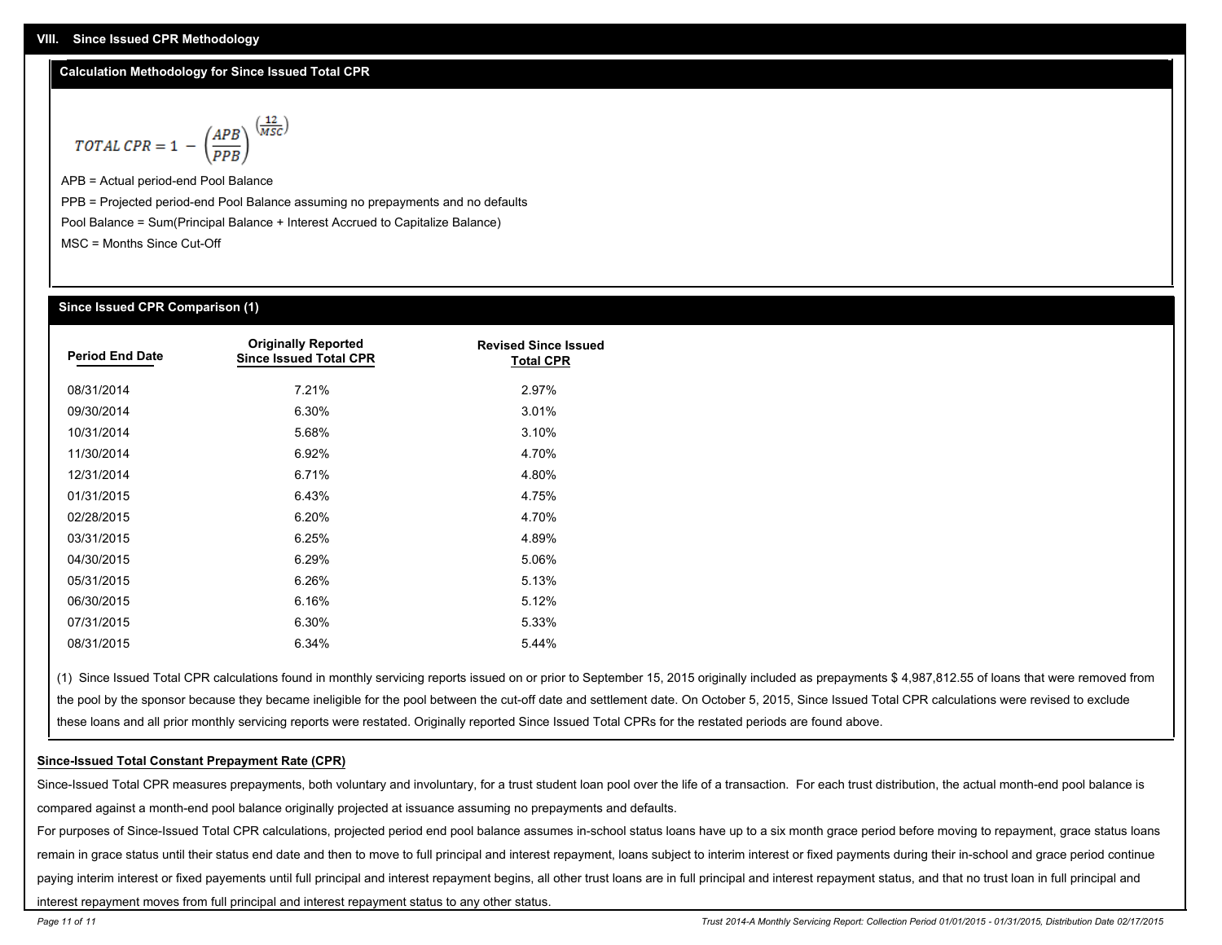## VIII. Since Issued CPR Methodology

### Calculation Methodology for Since Issued Total CPR

$$TOTAL\ CPR = 1 - \left(\frac{APB}{PPB}\right)^{\left(\frac{12}{MSC}\right)}$$

APB = Actual period-end Pool Balance

PPB = Projected period-end Pool Balance assuming no prepayments and no defaults

Pool Balance = Sum(Principal Balance + Interest Accrued to Capitalize Balance)

MSC = Months Since Cut-Off

### Since Issued CPR Comparison (1)

| Period End Date | Originally Reported Since Issued Total CPR | Revised Since Issued Total CPR |
|---|---|---|
| 08/31/2014 | 7.21% | 2.97% |
| 09/30/2014 | 6.30% | 3.01% |
| 10/31/2014 | 5.68% | 3.10% |
| 11/30/2014 | 6.92% | 4.70% |
| 12/31/2014 | 6.71% | 4.80% |
| 01/31/2015 | 6.43% | 4.75% |
| 02/28/2015 | 6.20% | 4.70% |
| 03/31/2015 | 6.25% | 4.89% |
| 04/30/2015 | 6.29% | 5.06% |
| 05/31/2015 | 6.26% | 5.13% |
| 06/30/2015 | 6.16% | 5.12% |
| 07/31/2015 | 6.30% | 5.33% |
| 08/31/2015 | 6.34% | 5.44% |

(1) Since Issued Total CPR calculations found in monthly servicing reports issued on or prior to September 15, 2015 originally included as prepayments $ 4,987,812.55 of loans that were removed from the pool by the sponsor because they became ineligible for the pool between the cut-off date and settlement date. On October 5, 2015, Since Issued Total CPR calculations were revised to exclude these loans and all prior monthly servicing reports were restated. Originally reported Since Issued Total CPRs for the restated periods are found above.

**Since-Issued Total Constant Prepayment Rate (CPR)**

Since-Issued Total CPR measures prepayments, both voluntary and involuntary, for a trust student loan pool over the life of a transaction. For each trust distribution, the actual month-end pool balance is compared against a month-end pool balance originally projected at issuance assuming no prepayments and defaults.

For purposes of Since-Issued Total CPR calculations, projected period end pool balance assumes in-school status loans have up to a six month grace period before moving to repayment, grace status loans remain in grace status until their status end date and then to move to full principal and interest repayment, loans subject to interim interest or fixed payments during their in-school and grace period continue paying interim interest or fixed payements until full principal and interest repayment begins, all other trust loans are in full principal and interest repayment status, and that no trust loan in full principal and interest repayment moves from full principal and interest repayment status to any other status.